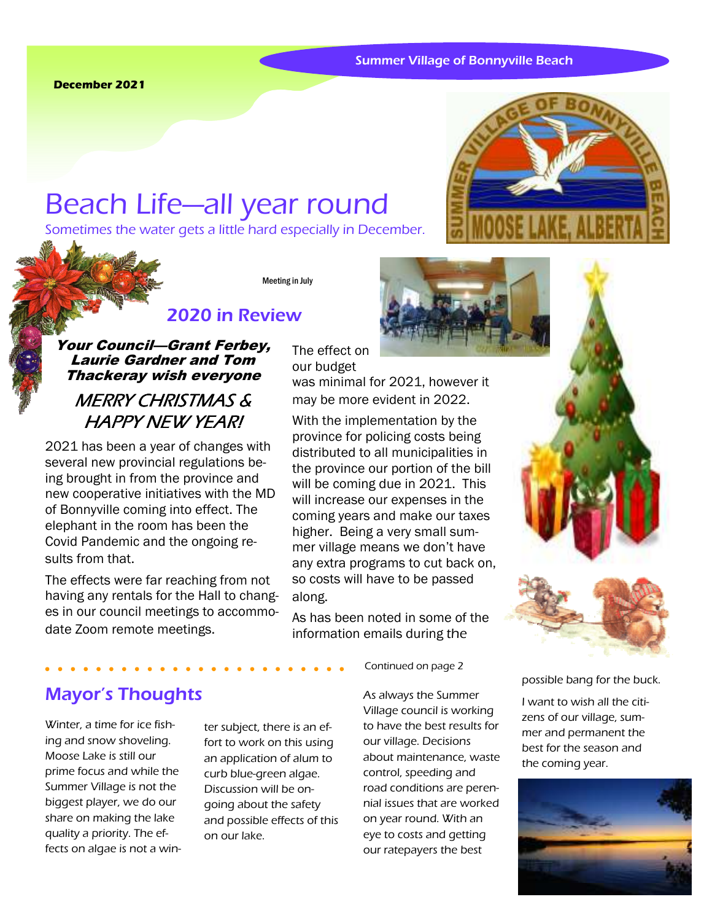December 2021

Summer Village of Bonnyville Beach

# Beach Life—all year round

Sometimes the water gets a little hard especially in December.

Meeting in July

## 2020 in Review

***Your Council—Grant Ferbey, Laurie Gardner and Tom Thackeray wish everyone***

*MERRY CHRISTMAS & HAPPY NEW YEAR!*

2021 has been a year of changes with several new provincial regulations being brought in from the province and new cooperative initiatives with the MD of Bonnyville coming into effect. The elephant in the room has been the Covid Pandemic and the ongoing results from that.

The effects were far reaching from not having any rentals for the Hall to changes in our council meetings to accommodate Zoom remote meetings.

The effect on our budget was minimal for 2021, however it may be more evident in 2022.

With the implementation by the province for policing costs being distributed to all municipalities in the province our portion of the bill will be coming due in 2021. This will increase our expenses in the coming years and make our taxes higher. Being a very small summer village means we don't have any extra programs to cut back on, so costs will have to be passed along.

As has been noted in some of the information emails during the

Continued on page 2

## Mayor's Thoughts

Winter, a time for ice fishing and snow shoveling. Moose Lake is still our prime focus and while the Summer Village is not the biggest player, we do our share on making the lake quality a priority. The effects on algae is not a winter subject, there is an effort to work on this using an application of alum to curb blue-green algae. Discussion will be ongoing about the safety and possible effects of this on our lake.

As always the Summer Village council is working to have the best results for our village. Decisions about maintenance, waste control, speeding and road conditions are perennial issues that are worked on year round. With an eye to costs and getting our ratepayers the best possible bang for the buck.

I want to wish all the citizens of our village, summer and permanent the best for the season and the coming year.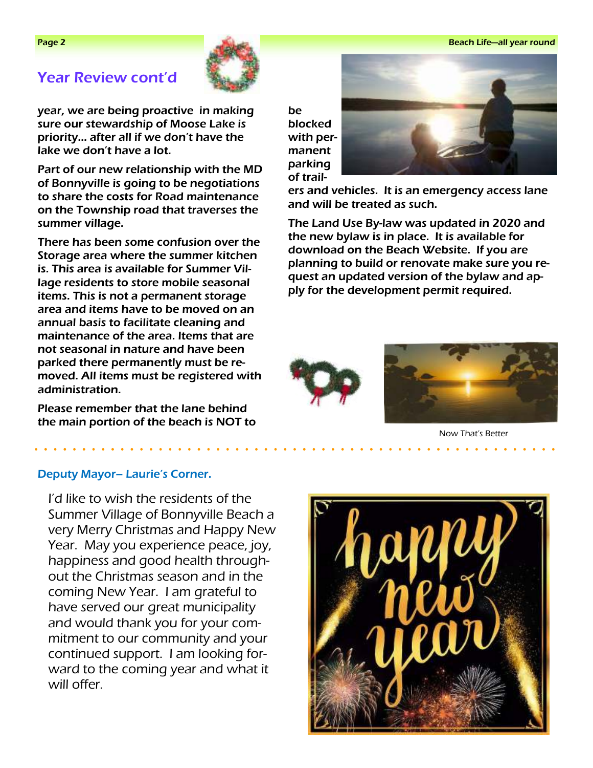## Year Review cont'd

**year, we are being proactive in making sure our stewardship of Moose Lake is priority… after all if we don't have the lake we don't have a lot.**

**Part of our new relationship with the MD of Bonnyville is going to be negotiations to share the costs for Road maintenance on the Township road that traverses the summer village.**

**There has been some confusion over the Storage area where the summer kitchen is. This area is available for Summer Village residents to store mobile seasonal items. This is not a permanent storage area and items have to be moved on an annual basis to facilitate cleaning and maintenance of the area. Items that are not seasonal in nature and have been parked there permanently must be removed. All items must be registered with administration.**

**Please remember that the lane behind the main portion of the beach is NOT to be blocked with permanent parking of trailers and vehicles. It is an emergency access lane and will be treated as such.**

**The Land Use By-law was updated in 2020 and the new bylaw is in place. It is available for download on the Beach Website. If you are planning to build or renovate make sure you request an updated version of the bylaw and apply for the development permit required.**

Now That's Better

### Deputy Mayor– Laurie's Corner.

I'd like to wish the residents of the Summer Village of Bonnyville Beach a very Merry Christmas and Happy New Year. May you experience peace, joy, happiness and good health throughout the Christmas season and in the coming New Year. I am grateful to have served our great municipality and would thank you for your commitment to our community and your continued support. I am looking forward to the coming year and what it will offer.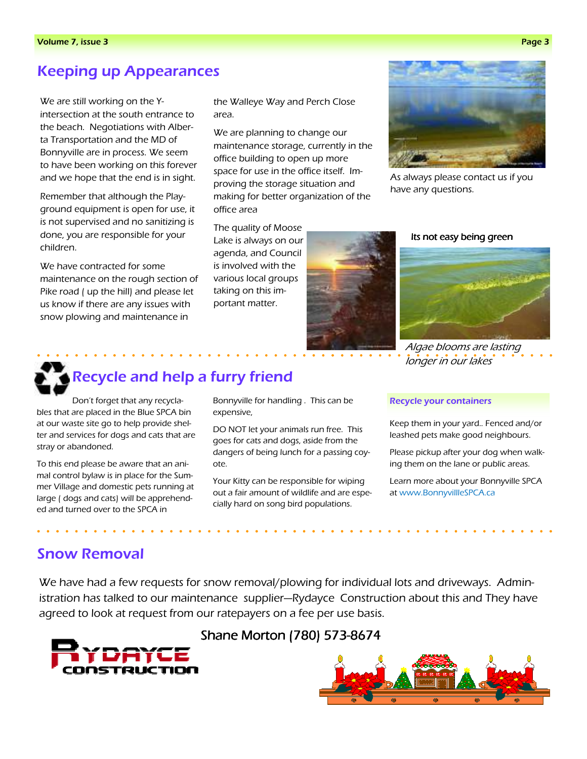## Keeping up Appearances

We are still working on the Y-intersection at the south entrance to the beach. Negotiations with Alberta Transportation and the MD of Bonnyville are in process. We seem to have been working on this forever and we hope that the end is in sight.

Remember that although the Playground equipment is open for use, it is not supervised and no sanitizing is done, you are responsible for your children.

We have contracted for some maintenance on the rough section of Pike road ( up the hill) and please let us know if there are any issues with snow plowing and maintenance in the Walleye Way and Perch Close area.

We are planning to change our maintenance storage, currently in the office building to open up more space for use in the office itself. Improving the storage situation and making for better organization of the office area

The quality of Moose Lake is always on our agenda, and Council is involved with the various local groups taking on this important matter.

As always please contact us if you have any questions.

Its not easy being green

*Algae blooms are lasting longer in our lakes*

## Recycle and help a furry friend

Don't forget that any recyclables that are placed in the Blue SPCA bin at our waste site go to help provide shelter and services for dogs and cats that are stray or abandoned.

To this end please be aware that an animal control bylaw is in place for the Summer Village and domestic pets running at large ( dogs and cats) will be apprehended and turned over to the SPCA in Bonnyville for handling . This can be expensive,

DO NOT let your animals run free. This goes for cats and dogs, aside from the dangers of being lunch for a passing coyote.

Your Kitty can be responsible for wiping out a fair amount of wildlife and are especially hard on song bird populations.

**Recycle your containers**

Keep them in your yard.. Fenced and/or leashed pets make good neighbours.

Please pickup after your dog when walking them on the lane or public areas.

Learn more about your Bonnyville SPCA at www.BonnyvillleSPCA.ca

## Snow Removal

We have had a few requests for snow removal/plowing for individual lots and driveways. Administration has talked to our maintenance supplier—Rydayce Construction about this and They have agreed to look at request from our ratepayers on a fee per use basis.

Shane Morton (780) 573-8674

RYDAYCE CONSTRUCTION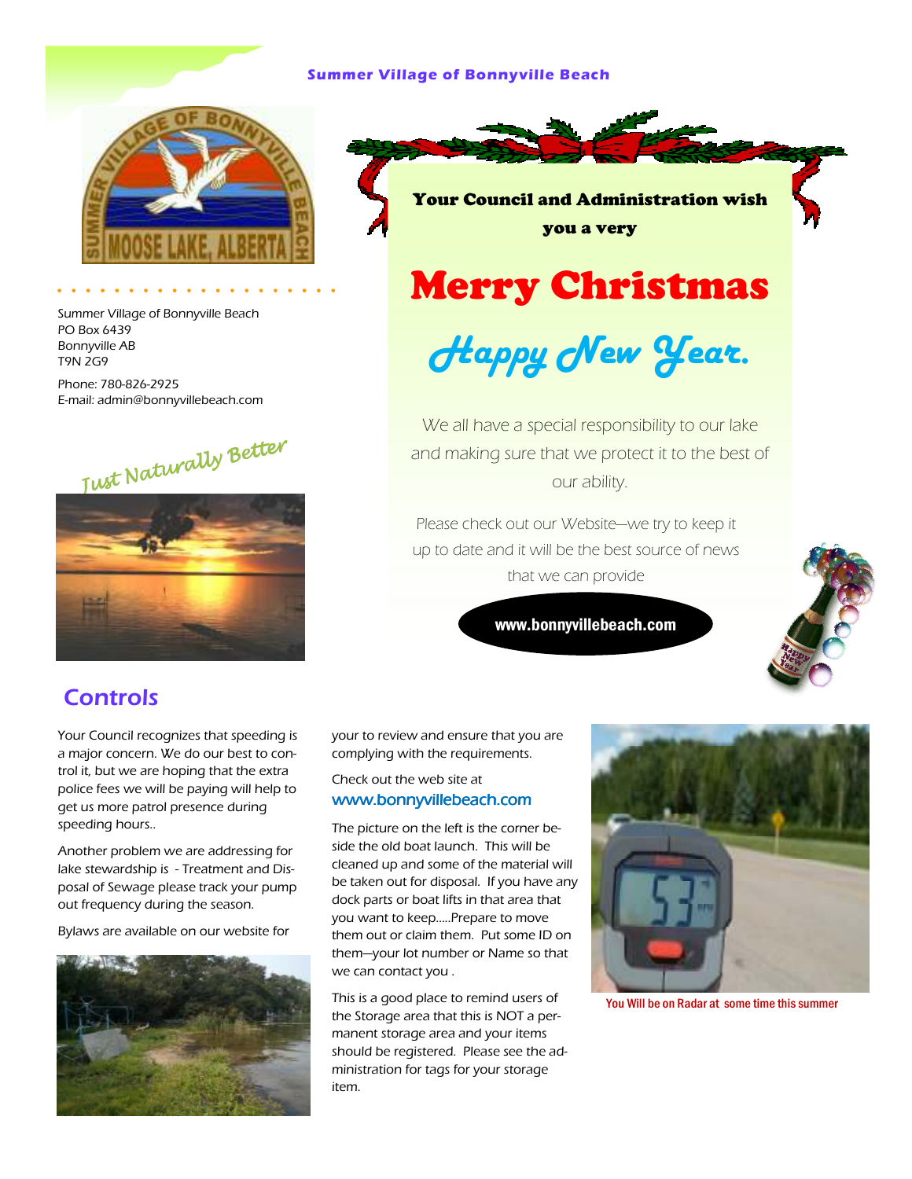**Summer Village of Bonnyville Beach**

Summer Village of Bonnyville Beach
PO Box 6439
Bonnyville AB
T9N 2G9

Phone: 780-826-2925
E-mail: admin@bonnyvillebeach.com

*Just Naturally Better*

**Your Council and Administration wish you a very**

# Merry Christmas

## *Happy New Year.*

We all have a special responsibility to our lake and making sure that we protect it to the best of our ability.

Please check out our Website—we try to keep it up to date and it will be the best source of news that we can provide

**www.bonnyvillebeach.com**

## Controls

Your Council recognizes that speeding is a major concern. We do our best to control it, but we are hoping that the extra police fees we will be paying will help to get us more patrol presence during speeding hours..

Another problem we are addressing for lake stewardship is - Treatment and Disposal of Sewage please track your pump out frequency during the season.

Bylaws are available on our website for your to review and ensure that you are complying with the requirements.

Check out the web site at
www.bonnyvillebeach.com

The picture on the left is the corner beside the old boat launch. This will be cleaned up and some of the material will be taken out for disposal. If you have any dock parts or boat lifts in that area that you want to keep.....Prepare to move them out or claim them. Put some ID on them—your lot number or Name so that we can contact you .

This is a good place to remind users of the Storage area that this is NOT a permanent storage area and your items should be registered. Please see the administration for tags for your storage item.

You Will be on Radar at some time this summer